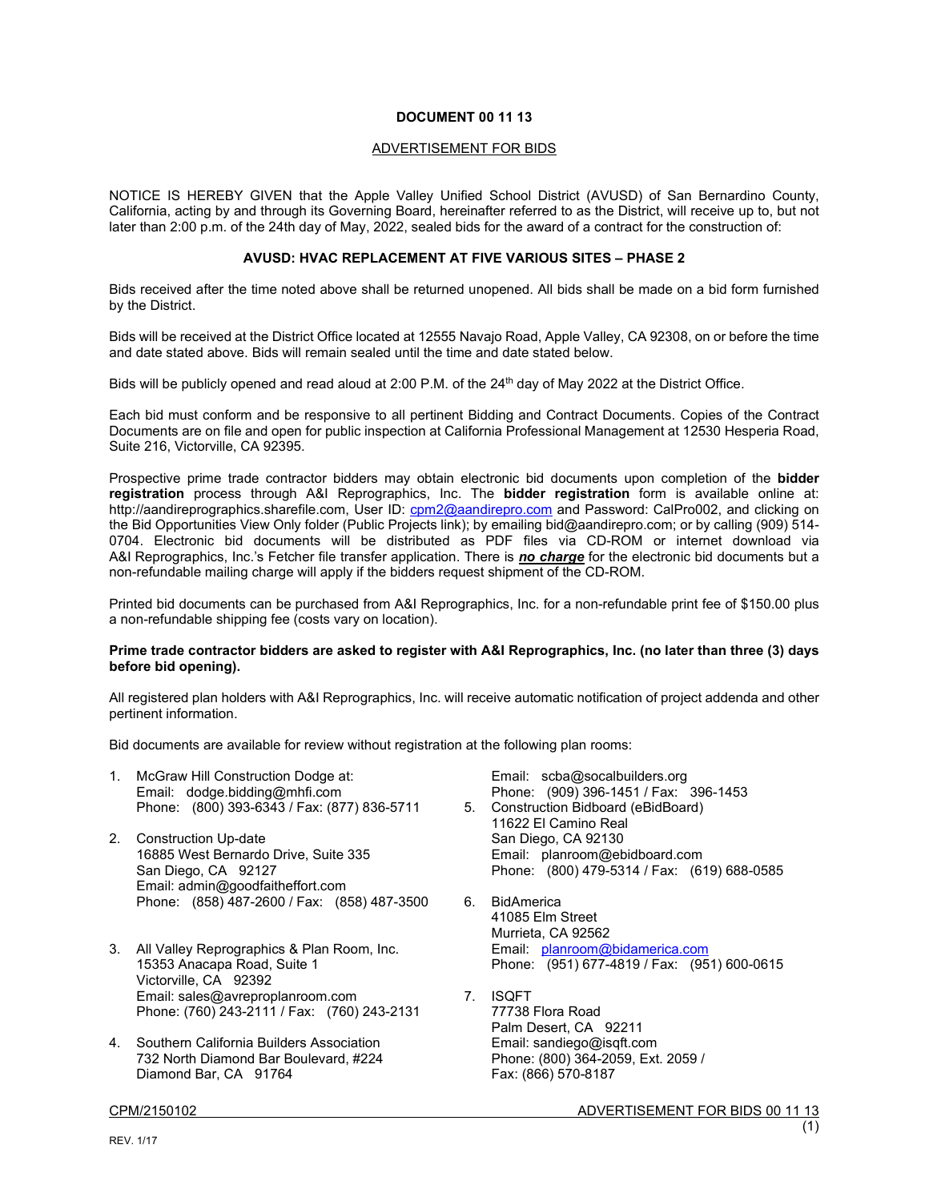# DOCUMENT 00 11 13

## ADVERTISEMENT FOR BIDS

NOTICE IS HEREBY GIVEN that the Apple Valley Unified School District (AVUSD) of San Bernardino County, California, acting by and through its Governing Board, hereinafter referred to as the District, will receive up to, but not later than 2:00 p.m. of the 24th day of May, 2022, sealed bids for the award of a contract for the construction of:

**AVUSD: HVAC REPLACEMENT AT FIVE VARIOUS SITES – PHASE 2**

Bids received after the time noted above shall be returned unopened. All bids shall be made on a bid form furnished by the District.

Bids will be received at the District Office located at 12555 Navajo Road, Apple Valley, CA 92308, on or before the time and date stated above. Bids will remain sealed until the time and date stated below.

Bids will be publicly opened and read aloud at 2:00 P.M. of the 24th day of May 2022 at the District Office.

Each bid must conform and be responsive to all pertinent Bidding and Contract Documents. Copies of the Contract Documents are on file and open for public inspection at California Professional Management at 12530 Hesperia Road, Suite 216, Victorville, CA 92395.

Prospective prime trade contractor bidders may obtain electronic bid documents upon completion of the **bidder registration** process through A&I Reprographics, Inc. The **bidder registration** form is available online at: http://aandireprographics.sharefile.com, User ID: cpm2@aandirepro.com and Password: CalPro002, and clicking on the Bid Opportunities View Only folder (Public Projects link); by emailing bid@aandirepro.com; or by calling (909) 514-0704. Electronic bid documents will be distributed as PDF files via CD-ROM or internet download via A&I Reprographics, Inc.'s Fetcher file transfer application. There is ***no charge*** for the electronic bid documents but a non-refundable mailing charge will apply if the bidders request shipment of the CD-ROM.

Printed bid documents can be purchased from A&I Reprographics, Inc. for a non-refundable print fee of $150.00 plus a non-refundable shipping fee (costs vary on location).

**Prime trade contractor bidders are asked to register with A&I Reprographics, Inc. (no later than three (3) days before bid opening).**

All registered plan holders with A&I Reprographics, Inc. will receive automatic notification of project addenda and other pertinent information.

Bid documents are available for review without registration at the following plan rooms:

1. McGraw Hill Construction Dodge at:
   Email: dodge.bidding@mhfi.com
   Phone: (800) 393-6343 / Fax: (877) 836-5711

2. Construction Up-date
   16885 West Bernardo Drive, Suite 335
   San Diego, CA 92127
   Email: admin@goodfaitheffort.com
   Phone: (858) 487-2600 / Fax: (858) 487-3500

3. All Valley Reprographics & Plan Room, Inc.
   15353 Anacapa Road, Suite 1
   Victorville, CA 92392
   Email: sales@avreproplanroom.com
   Phone: (760) 243-2111 / Fax: (760) 243-2131

4. Southern California Builders Association
   732 North Diamond Bar Boulevard, #224
   Diamond Bar, CA 91764
   Email: scba@socalbuilders.org
   Phone: (909) 396-1451 / Fax: 396-1453

5. Construction Bidboard (eBidBoard)
   11622 El Camino Real
   San Diego, CA 92130
   Email: planroom@ebidboard.com
   Phone: (800) 479-5314 / Fax: (619) 688-0585

6. BidAmerica
   41085 Elm Street
   Murrieta, CA 92562
   Email: planroom@bidamerica.com
   Phone: (951) 677-4819 / Fax: (951) 600-0615

7. ISQFT
   77738 Flora Road
   Palm Desert, CA 92211
   Email: sandiego@isqft.com
   Phone: (800) 364-2059, Ext. 2059 /
   Fax: (866) 570-8187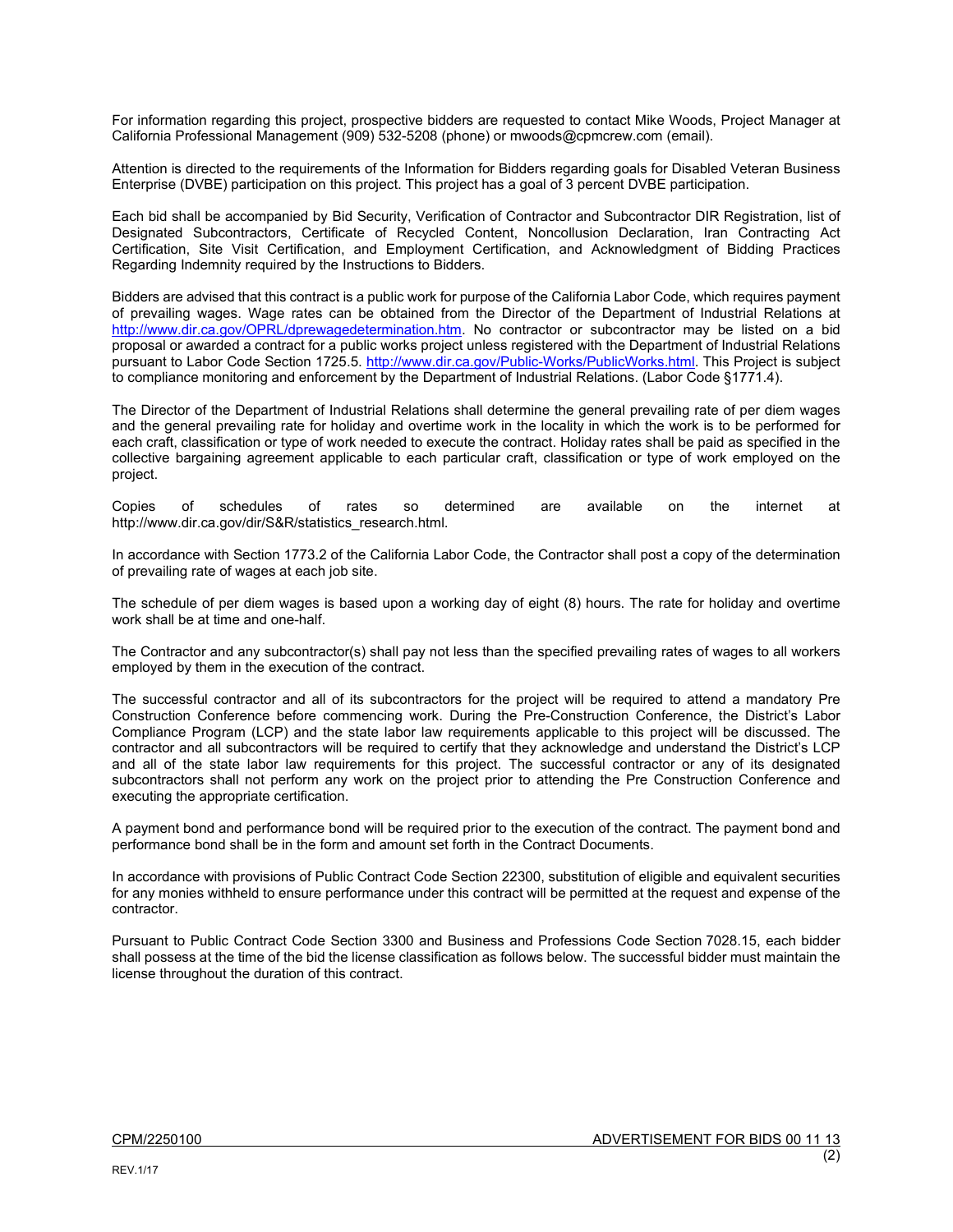For information regarding this project, prospective bidders are requested to contact Mike Woods, Project Manager at California Professional Management (909) 532-5208 (phone) or mwoods@cpmcrew.com (email).

Attention is directed to the requirements of the Information for Bidders regarding goals for Disabled Veteran Business Enterprise (DVBE) participation on this project. This project has a goal of 3 percent DVBE participation.

Each bid shall be accompanied by Bid Security, Verification of Contractor and Subcontractor DIR Registration, list of Designated Subcontractors, Certificate of Recycled Content, Noncollusion Declaration, Iran Contracting Act Certification, Site Visit Certification, and Employment Certification, and Acknowledgment of Bidding Practices Regarding Indemnity required by the Instructions to Bidders.

Bidders are advised that this contract is a public work for purpose of the California Labor Code, which requires payment of prevailing wages. Wage rates can be obtained from the Director of the Department of Industrial Relations at http://www.dir.ca.gov/OPRL/dprewagedetermination.htm. No contractor or subcontractor may be listed on a bid proposal or awarded a contract for a public works project unless registered with the Department of Industrial Relations pursuant to Labor Code Section 1725.5. http://www.dir.ca.gov/Public-Works/PublicWorks.html. This Project is subject to compliance monitoring and enforcement by the Department of Industrial Relations. (Labor Code §1771.4).

The Director of the Department of Industrial Relations shall determine the general prevailing rate of per diem wages and the general prevailing rate for holiday and overtime work in the locality in which the work is to be performed for each craft, classification or type of work needed to execute the contract. Holiday rates shall be paid as specified in the collective bargaining agreement applicable to each particular craft, classification or type of work employed on the project.

Copies of schedules of rates so determined are available on the internet at http://www.dir.ca.gov/dir/S&R/statistics_research.html.

In accordance with Section 1773.2 of the California Labor Code, the Contractor shall post a copy of the determination of prevailing rate of wages at each job site.

The schedule of per diem wages is based upon a working day of eight (8) hours. The rate for holiday and overtime work shall be at time and one-half.

The Contractor and any subcontractor(s) shall pay not less than the specified prevailing rates of wages to all workers employed by them in the execution of the contract.

The successful contractor and all of its subcontractors for the project will be required to attend a mandatory Pre Construction Conference before commencing work. During the Pre-Construction Conference, the District's Labor Compliance Program (LCP) and the state labor law requirements applicable to this project will be discussed. The contractor and all subcontractors will be required to certify that they acknowledge and understand the District's LCP and all of the state labor law requirements for this project. The successful contractor or any of its designated subcontractors shall not perform any work on the project prior to attending the Pre Construction Conference and executing the appropriate certification.

A payment bond and performance bond will be required prior to the execution of the contract. The payment bond and performance bond shall be in the form and amount set forth in the Contract Documents.

In accordance with provisions of Public Contract Code Section 22300, substitution of eligible and equivalent securities for any monies withheld to ensure performance under this contract will be permitted at the request and expense of the contractor.

Pursuant to Public Contract Code Section 3300 and Business and Professions Code Section 7028.15, each bidder shall possess at the time of the bid the license classification as follows below. The successful bidder must maintain the license throughout the duration of this contract.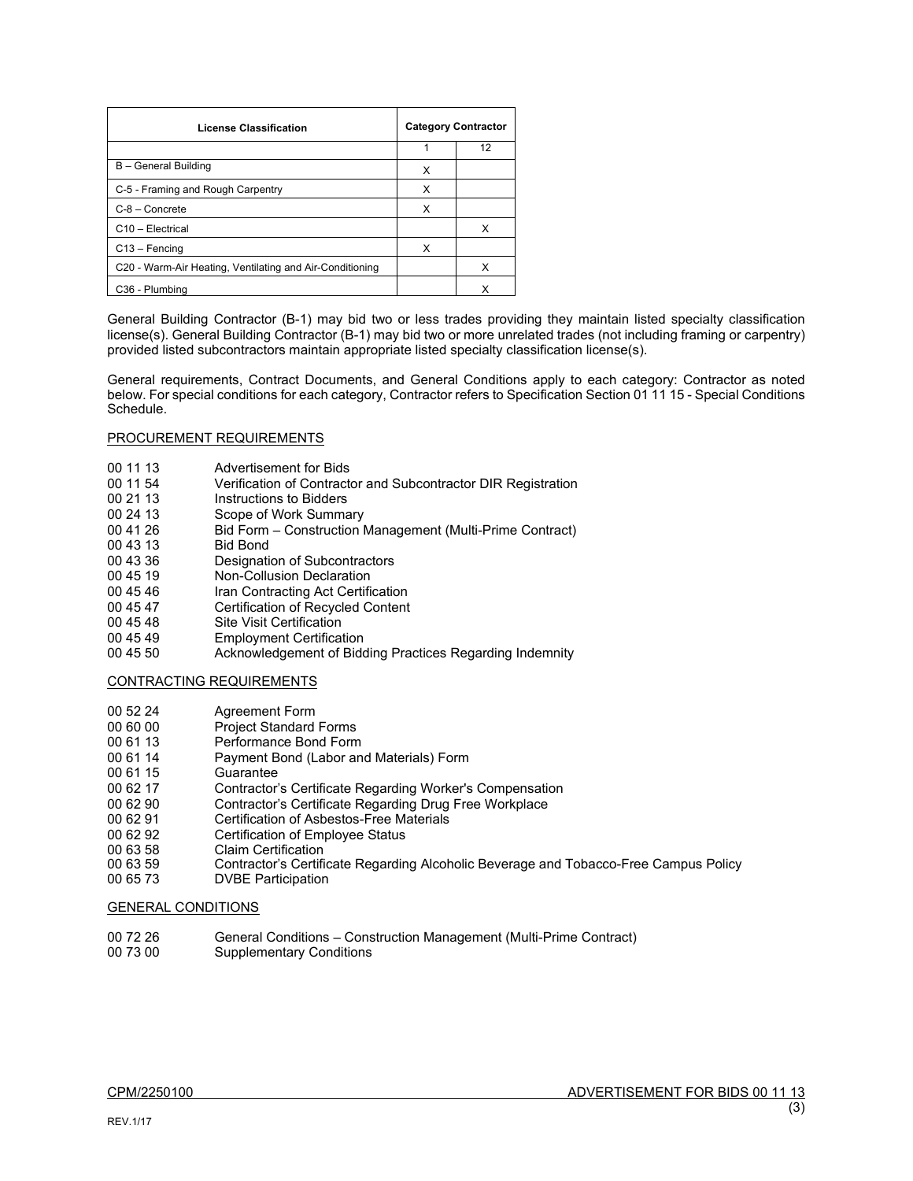| License Classification | Category Contractor | |
|---|---|---|
| | 1 | 12 |
| B – General Building | X | |
| C-5 - Framing and Rough Carpentry | X | |
| C-8 – Concrete | X | |
| C10 – Electrical | | X |
| C13 – Fencing | X | |
| C20 - Warm-Air Heating, Ventilating and Air-Conditioning | | X |
| C36 - Plumbing | | X |

General Building Contractor (B-1) may bid two or less trades providing they maintain listed specialty classification license(s). General Building Contractor (B-1) may bid two or more unrelated trades (not including framing or carpentry) provided listed subcontractors maintain appropriate listed specialty classification license(s).

General requirements, Contract Documents, and General Conditions apply to each category: Contractor as noted below. For special conditions for each category, Contractor refers to Specification Section 01 11 15 - Special Conditions Schedule.

PROCUREMENT REQUIREMENTS

- 00 11 13 Advertisement for Bids
- 00 11 54 Verification of Contractor and Subcontractor DIR Registration
- 00 21 13 Instructions to Bidders
- 00 24 13 Scope of Work Summary
- 00 41 26 Bid Form – Construction Management (Multi-Prime Contract)
- 00 43 13 Bid Bond
- 00 43 36 Designation of Subcontractors
- 00 45 19 Non-Collusion Declaration
- 00 45 46 Iran Contracting Act Certification
- 00 45 47 Certification of Recycled Content
- 00 45 48 Site Visit Certification
- 00 45 49 Employment Certification
- 00 45 50 Acknowledgement of Bidding Practices Regarding Indemnity

CONTRACTING REQUIREMENTS

- 00 52 24 Agreement Form
- 00 60 00 Project Standard Forms
- 00 61 13 Performance Bond Form
- 00 61 14 Payment Bond (Labor and Materials) Form
- 00 61 15 Guarantee
- 00 62 17 Contractor's Certificate Regarding Worker's Compensation
- 00 62 90 Contractor's Certificate Regarding Drug Free Workplace
- 00 62 91 Certification of Asbestos-Free Materials
- 00 62 92 Certification of Employee Status
- 00 63 58 Claim Certification
- 00 63 59 Contractor's Certificate Regarding Alcoholic Beverage and Tobacco-Free Campus Policy
- 00 65 73 DVBE Participation

GENERAL CONDITIONS

- 00 72 26 General Conditions – Construction Management (Multi-Prime Contract)
- 00 73 00 Supplementary Conditions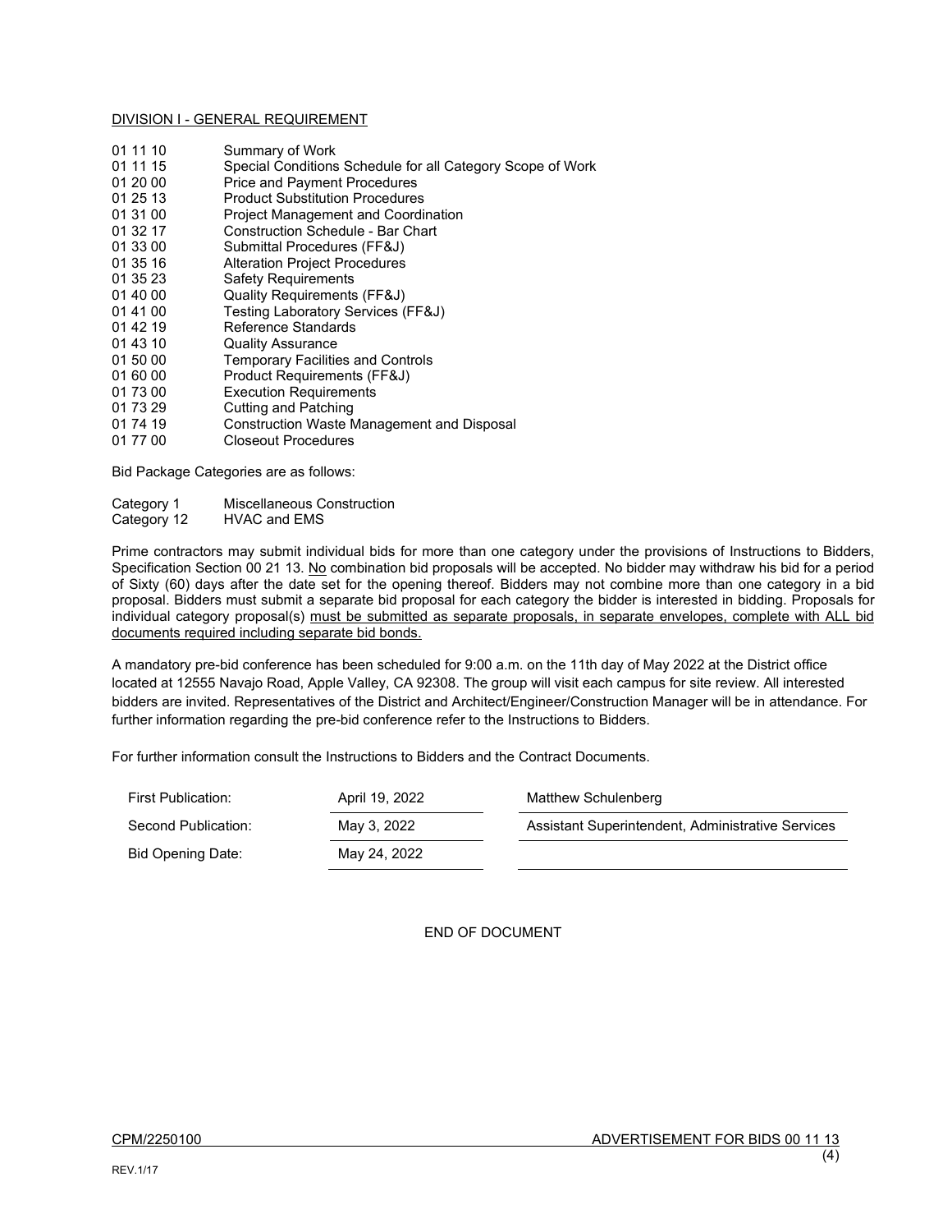DIVISION I - GENERAL REQUIREMENT

| | |
|---|---|
| 01 11 10 | Summary of Work |
| 01 11 15 | Special Conditions Schedule for all Category Scope of Work |
| 01 20 00 | Price and Payment Procedures |
| 01 25 13 | Product Substitution Procedures |
| 01 31 00 | Project Management and Coordination |
| 01 32 17 | Construction Schedule - Bar Chart |
| 01 33 00 | Submittal Procedures (FF&J) |
| 01 35 16 | Alteration Project Procedures |
| 01 35 23 | Safety Requirements |
| 01 40 00 | Quality Requirements (FF&J) |
| 01 41 00 | Testing Laboratory Services (FF&J) |
| 01 42 19 | Reference Standards |
| 01 43 10 | Quality Assurance |
| 01 50 00 | Temporary Facilities and Controls |
| 01 60 00 | Product Requirements (FF&J) |
| 01 73 00 | Execution Requirements |
| 01 73 29 | Cutting and Patching |
| 01 74 19 | Construction Waste Management and Disposal |
| 01 77 00 | Closeout Procedures |

Bid Package Categories are as follows:

| | |
|---|---|
| Category 1 | Miscellaneous Construction |
| Category 12 | HVAC and EMS |

Prime contractors may submit individual bids for more than one category under the provisions of Instructions to Bidders, Specification Section 00 21 13. No combination bid proposals will be accepted. No bidder may withdraw his bid for a period of Sixty (60) days after the date set for the opening thereof. Bidders may not combine more than one category in a bid proposal. Bidders must submit a separate bid proposal for each category the bidder is interested in bidding. Proposals for individual category proposal(s) must be submitted as separate proposals, in separate envelopes, complete with ALL bid documents required including separate bid bonds.

A mandatory pre-bid conference has been scheduled for 9:00 a.m. on the 11th day of May 2022 at the District office located at 12555 Navajo Road, Apple Valley, CA 92308. The group will visit each campus for site review. All interested bidders are invited. Representatives of the District and Architect/Engineer/Construction Manager will be in attendance. For further information regarding the pre-bid conference refer to the Instructions to Bidders.

For further information consult the Instructions to Bidders and the Contract Documents.

| | | |
|---|---|---|
| First Publication: | April 19, 2022 | Matthew Schulenberg |
| Second Publication: | May 3, 2022 | Assistant Superintendent, Administrative Services |
| Bid Opening Date: | May 24, 2022 | |

END OF DOCUMENT